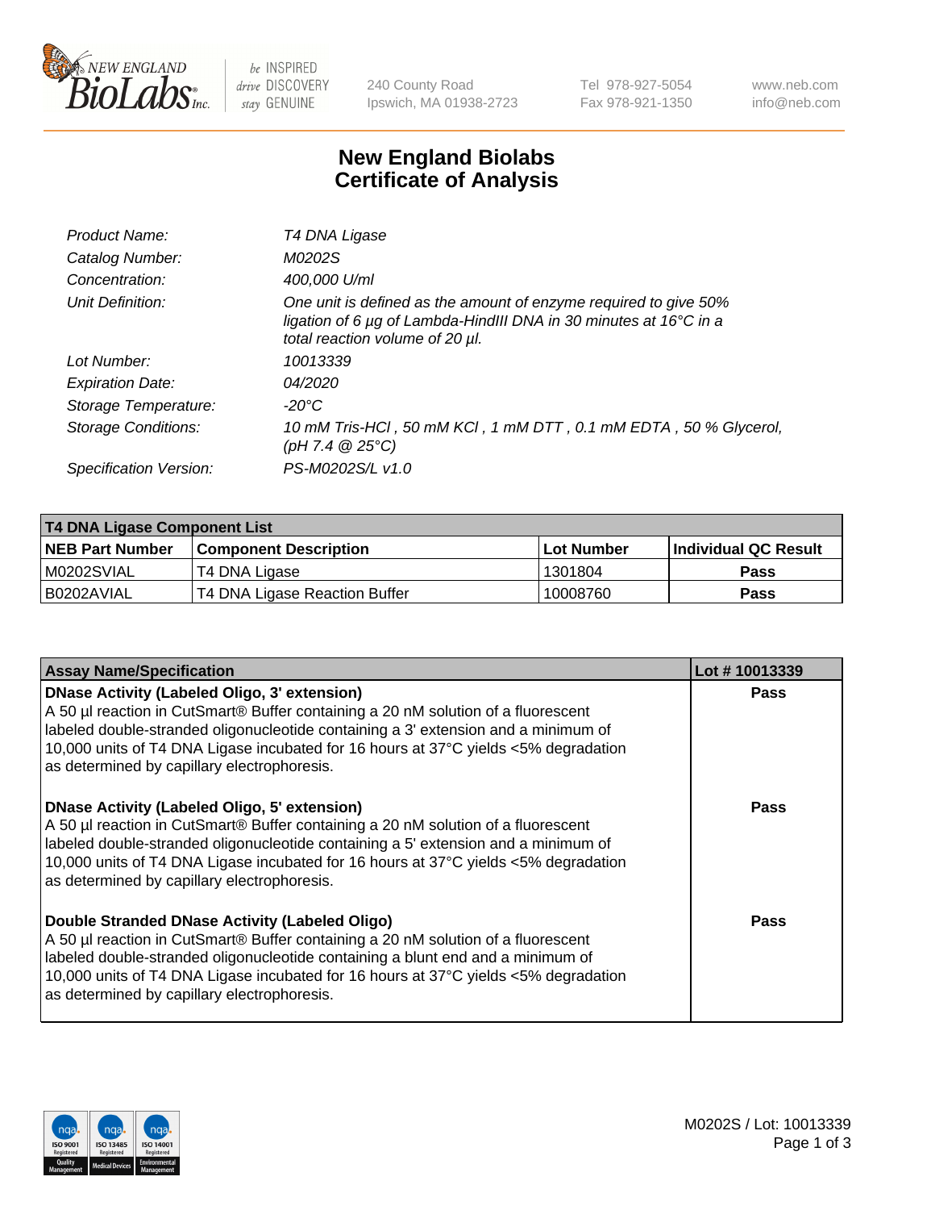240 County Road
Ipswich, MA 01938-2723

Tel 978-927-5054
Fax 978-921-1350

www.neb.com
info@neb.com

# New England Biolabs
# Certificate of Analysis

| | |
|---|---|
| *Product Name:* | *T4 DNA Ligase* |
| *Catalog Number:* | *M0202S* |
| *Concentration:* | *400,000 U/ml* |
| *Unit Definition:* | *One unit is defined as the amount of enzyme required to give 50% ligation of 6 µg of Lambda-HindIII DNA in 30 minutes at 16°C in a total reaction volume of 20 µl.* |
| *Lot Number:* | *10013339* |
| *Expiration Date:* | *04/2020* |
| *Storage Temperature:* | *-20°C* |
| *Storage Conditions:* | *10 mM Tris-HCl , 50 mM KCl , 1 mM DTT , 0.1 mM EDTA , 50 % Glycerol, (pH 7.4 @ 25°C)* |
| *Specification Version:* | *PS-M0202S/L v1.0* |

| T4 DNA Ligase Component List | | | |
|---|---|---|---|
| **NEB Part Number** | **Component Description** | **Lot Number** | **Individual QC Result** |
| M0202SVIAL | T4 DNA Ligase | 1301804 | **Pass** |
| B0202AVIAL | T4 DNA Ligase Reaction Buffer | 10008760 | **Pass** |

| Assay Name/Specification | Lot # 10013339 |
|---|---|
| **DNase Activity (Labeled Oligo, 3' extension)** A 50 µl reaction in CutSmart® Buffer containing a 20 nM solution of a fluorescent labeled double-stranded oligonucleotide containing a 3' extension and a minimum of 10,000 units of T4 DNA Ligase incubated for 16 hours at 37°C yields <5% degradation as determined by capillary electrophoresis. | **Pass** |
| **DNase Activity (Labeled Oligo, 5' extension)** A 50 µl reaction in CutSmart® Buffer containing a 20 nM solution of a fluorescent labeled double-stranded oligonucleotide containing a 5' extension and a minimum of 10,000 units of T4 DNA Ligase incubated for 16 hours at 37°C yields <5% degradation as determined by capillary electrophoresis. | **Pass** |
| **Double Stranded DNase Activity (Labeled Oligo)** A 50 µl reaction in CutSmart® Buffer containing a 20 nM solution of a fluorescent labeled double-stranded oligonucleotide containing a blunt end and a minimum of 10,000 units of T4 DNA Ligase incubated for 16 hours at 37°C yields <5% degradation as determined by capillary electrophoresis. | **Pass** |

M0202S / Lot: 10013339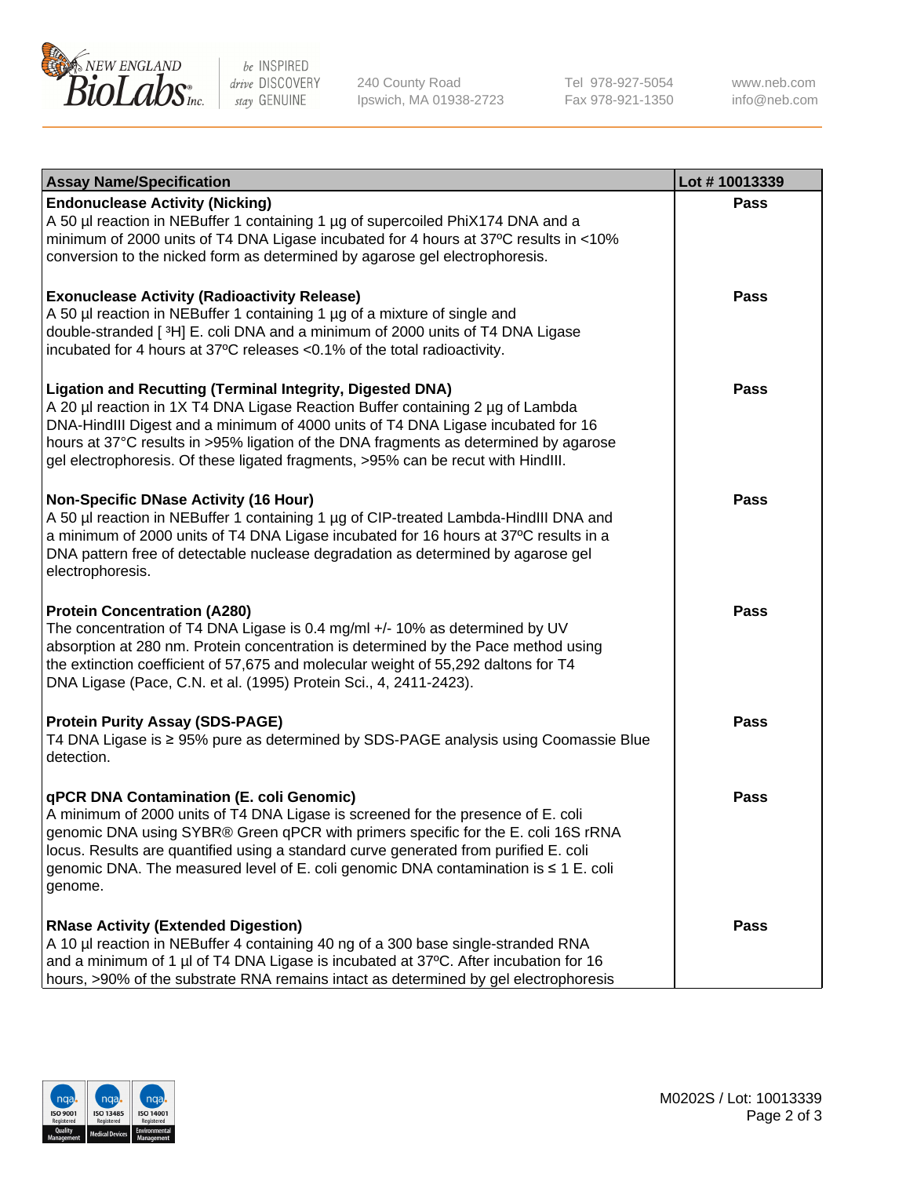| Assay Name/Specification | Lot # 10013339 |
| --- | --- |
| **Endonuclease Activity (Nicking)**<br>A 50 µl reaction in NEBuffer 1 containing 1 µg of supercoiled PhiX174 DNA and a minimum of 2000 units of T4 DNA Ligase incubated for 4 hours at 37ºC results in <10% conversion to the nicked form as determined by agarose gel electrophoresis. | Pass |
| **Exonuclease Activity (Radioactivity Release)**<br>A 50 µl reaction in NEBuffer 1 containing 1 µg of a mixture of single and double-stranded [ $^3$H] E. coli DNA and a minimum of 2000 units of T4 DNA Ligase incubated for 4 hours at 37ºC releases <0.1% of the total radioactivity. | Pass |
| **Ligation and Recutting (Terminal Integrity, Digested DNA)**<br>A 20 µl reaction in 1X T4 DNA Ligase Reaction Buffer containing 2 µg of Lambda DNA-HindIII Digest and a minimum of 4000 units of T4 DNA Ligase incubated for 16 hours at 37°C results in >95% ligation of the DNA fragments as determined by agarose gel electrophoresis. Of these ligated fragments, >95% can be recut with HindIII. | Pass |
| **Non-Specific DNase Activity (16 Hour)**<br>A 50 µl reaction in NEBuffer 1 containing 1 µg of CIP-treated Lambda-HindIII DNA and a minimum of 2000 units of T4 DNA Ligase incubated for 16 hours at 37ºC results in a DNA pattern free of detectable nuclease degradation as determined by agarose gel electrophoresis. | Pass |
| **Protein Concentration (A280)**<br>The concentration of T4 DNA Ligase is 0.4 mg/ml +/- 10% as determined by UV absorption at 280 nm. Protein concentration is determined by the Pace method using the extinction coefficient of 57,675 and molecular weight of 55,292 daltons for T4 DNA Ligase (Pace, C.N. et al. (1995) Protein Sci., 4, 2411-2423). | Pass |
| **Protein Purity Assay (SDS-PAGE)**<br>T4 DNA Ligase is ≥ 95% pure as determined by SDS-PAGE analysis using Coomassie Blue detection. | Pass |
| **qPCR DNA Contamination (E. coli Genomic)**<br>A minimum of 2000 units of T4 DNA Ligase is screened for the presence of E. coli genomic DNA using SYBR® Green qPCR with primers specific for the E. coli 16S rRNA locus. Results are quantified using a standard curve generated from purified E. coli genomic DNA. The measured level of E. coli genomic DNA contamination is ≤ 1 E. coli genome. | Pass |
| **RNase Activity (Extended Digestion)**<br>A 10 µl reaction in NEBuffer 4 containing 40 ng of a 300 base single-stranded RNA and a minimum of 1 µl of T4 DNA Ligase is incubated at 37ºC. After incubation for 16 hours, >90% of the substrate RNA remains intact as determined by gel electrophoresis | Pass |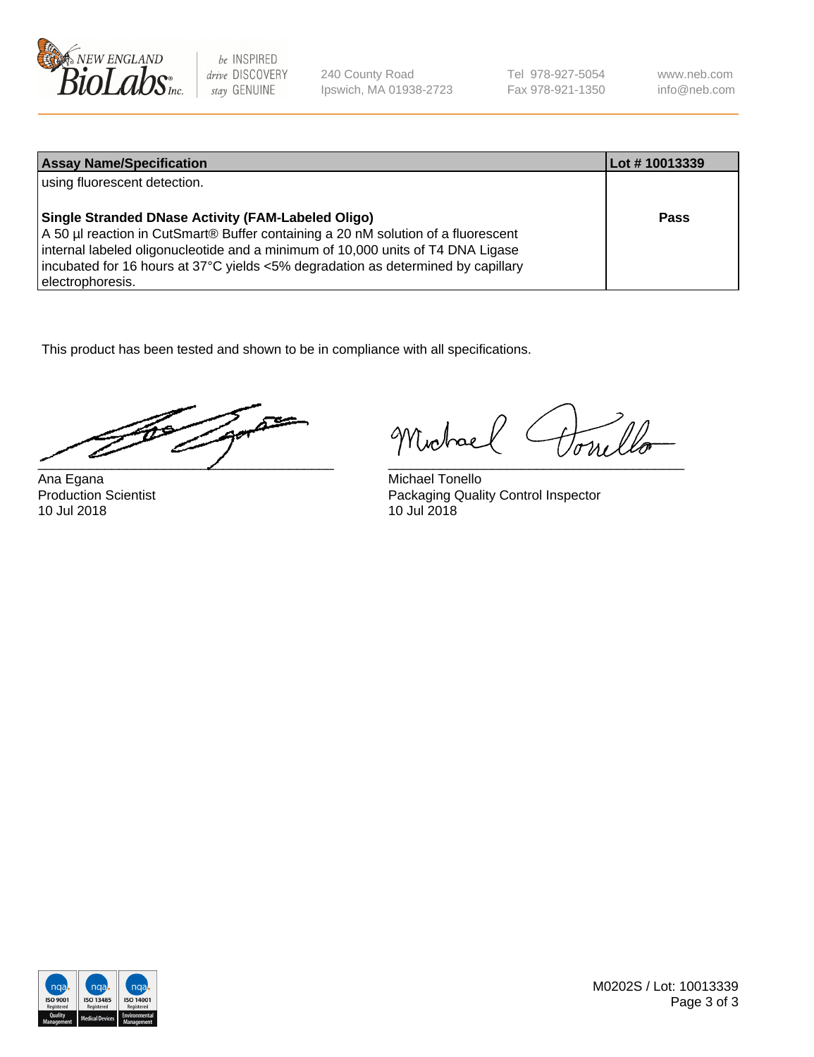| Assay Name/Specification | Lot # 10013339 |
|---|---|
| using fluorescent detection. | |
| **Single Stranded DNase Activity (FAM-Labeled Oligo)**<br>A 50 µl reaction in CutSmart® Buffer containing a 20 nM solution of a fluorescent internal labeled oligonucleotide and a minimum of 10,000 units of T4 DNA Ligase incubated for 16 hours at 37°C yields <5% degradation as determined by capillary electrophoresis. | **Pass** |

This product has been tested and shown to be in compliance with all specifications.

Ana Egana
Production Scientist
10 Jul 2018

Michael Tonello
Packaging Quality Control Inspector
10 Jul 2018

M0202S / Lot: 10013339